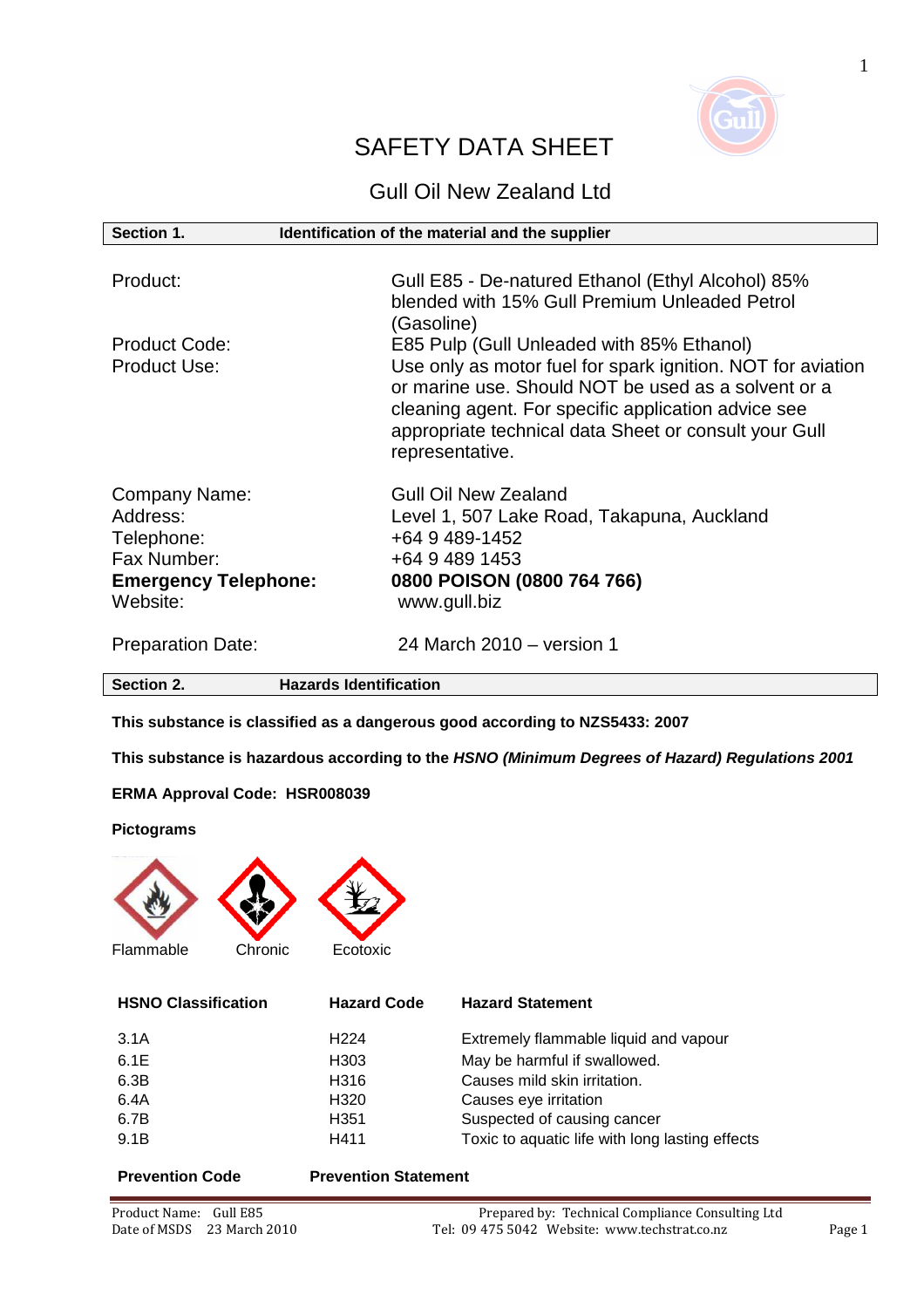# SAFETY DATA SHEET

## Gull Oil New Zealand Ltd

| Section 1. | Identification of the material and the supplier |
|---|---|

| | |
|---|---|
| Product: | Gull E85 - De-natured Ethanol (Ethyl Alcohol) 85% blended with 15% Gull Premium Unleaded Petrol (Gasoline) |
| Product Code: | E85 Pulp (Gull Unleaded with 85% Ethanol) |
| Product Use: | Use only as motor fuel for spark ignition. NOT for aviation or marine use. Should NOT be used as a solvent or a cleaning agent. For specific application advice see appropriate technical data Sheet or consult your Gull representative. |
| Company Name: | Gull Oil New Zealand |
| Address: | Level 1, 507 Lake Road, Takapuna, Auckland |
| Telephone: | +64 9 489-1452 |
| Fax Number: | +64 9 489 1453 |
| **Emergency Telephone:** | **0800 POISON (0800 764 766)** |
| Website: | www.gull.biz |
| Preparation Date: | 24 March 2010 – version 1 |

| Section 2. | Hazards Identification |
|---|---|

**This substance is classified as a dangerous good according to NZS5433: 2007**

**This substance is hazardous according to the *HSNO (Minimum Degrees of Hazard) Regulations 2001***

**ERMA Approval Code: HSR008039**

**Pictograms**

Flammable Chronic Ecotoxic

| HSNO Classification | Hazard Code | Hazard Statement |
|---|---|---|
| 3.1A | H224 | Extremely flammable liquid and vapour |
| 6.1E | H303 | May be harmful if swallowed. |
| 6.3B | H316 | Causes mild skin irritation. |
| 6.4A | H320 | Causes eye irritation |
| 6.7B | H351 | Suspected of causing cancer |
| 9.1B | H411 | Toxic to aquatic life with long lasting effects |

**Prevention Code** **Prevention Statement**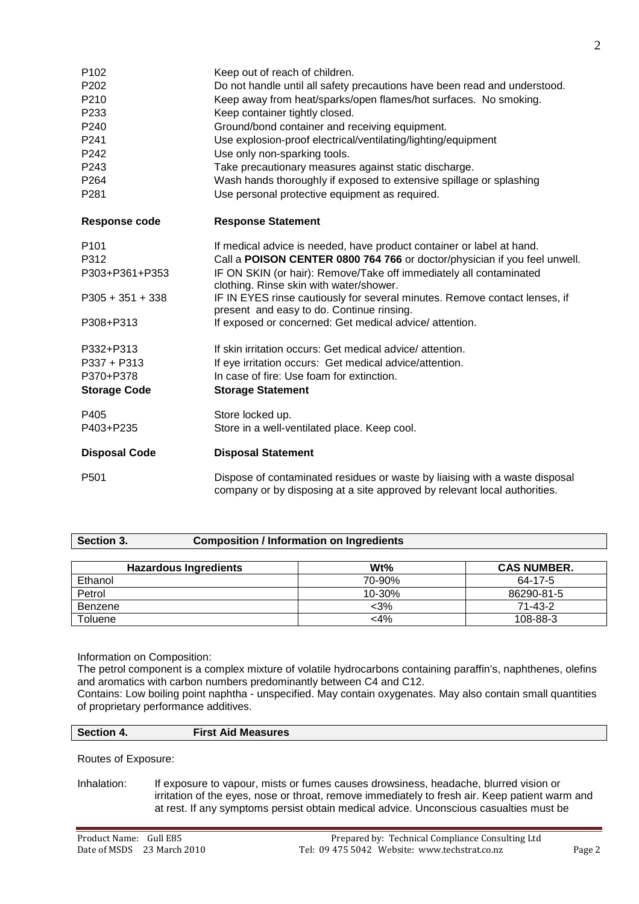| | |
|---|---|
| P102 | Keep out of reach of children. |
| P202 | Do not handle until all safety precautions have been read and understood. |
| P210 | Keep away from heat/sparks/open flames/hot surfaces. No smoking. |
| P233 | Keep container tightly closed. |
| P240 | Ground/bond container and receiving equipment. |
| P241 | Use explosion-proof electrical/ventilating/lighting/equipment |
| P242 | Use only non-sparking tools. |
| P243 | Take precautionary measures against static discharge. |
| P264 | Wash hands thoroughly if exposed to extensive spillage or splashing |
| P281 | Use personal protective equipment as required. |

| **Response code** | **Response Statement** |
|---|---|
| P101 | If medical advice is needed, have product container or label at hand. |
| P312 | Call a **POISON CENTER 0800 764 766** or doctor/physician if you feel unwell. |
| P303+P361+P353 | IF ON SKIN (or hair): Remove/Take off immediately all contaminated clothing. Rinse skin with water/shower. |
| P305 + 351 + 338 | IF IN EYES rinse cautiously for several minutes. Remove contact lenses, if present and easy to do. Continue rinsing. |
| P308+P313 | If exposed or concerned: Get medical advice/ attention. |
| P332+P313 | If skin irritation occurs: Get medical advice/ attention. |
| P337 + P313 | If eye irritation occurs: Get medical advice/attention. |
| P370+P378 | In case of fire: Use foam for extinction. |

| **Storage Code** | **Storage Statement** |
|---|---|
| P405 | Store locked up. |
| P403+P235 | Store in a well-ventilated place. Keep cool. |

| **Disposal Code** | **Disposal Statement** |
|---|---|
| P501 | Dispose of contaminated residues or waste by liaising with a waste disposal company or by disposing at a site approved by relevant local authorities. |

## Section 3. Composition / Information on Ingredients

| Hazardous Ingredients | Wt% | CAS NUMBER. |
|---|---|---|
| Ethanol | 70-90% | 64-17-5 |
| Petrol | 10-30% | 86290-81-5 |
| Benzene | <3% | 71-43-2 |
| Toluene | <4% | 108-88-3 |

Information on Composition:

The petrol component is a complex mixture of volatile hydrocarbons containing paraffin's, naphthenes, olefins and aromatics with carbon numbers predominantly between C4 and C12.

Contains: Low boiling point naphtha - unspecified. May contain oxygenates. May also contain small quantities of proprietary performance additives.

## Section 4. First Aid Measures

Routes of Exposure:

Inhalation: If exposure to vapour, mists or fumes causes drowsiness, headache, blurred vision or irritation of the eyes, nose or throat, remove immediately to fresh air. Keep patient warm and at rest. If any symptoms persist obtain medical advice. Unconscious casualties must be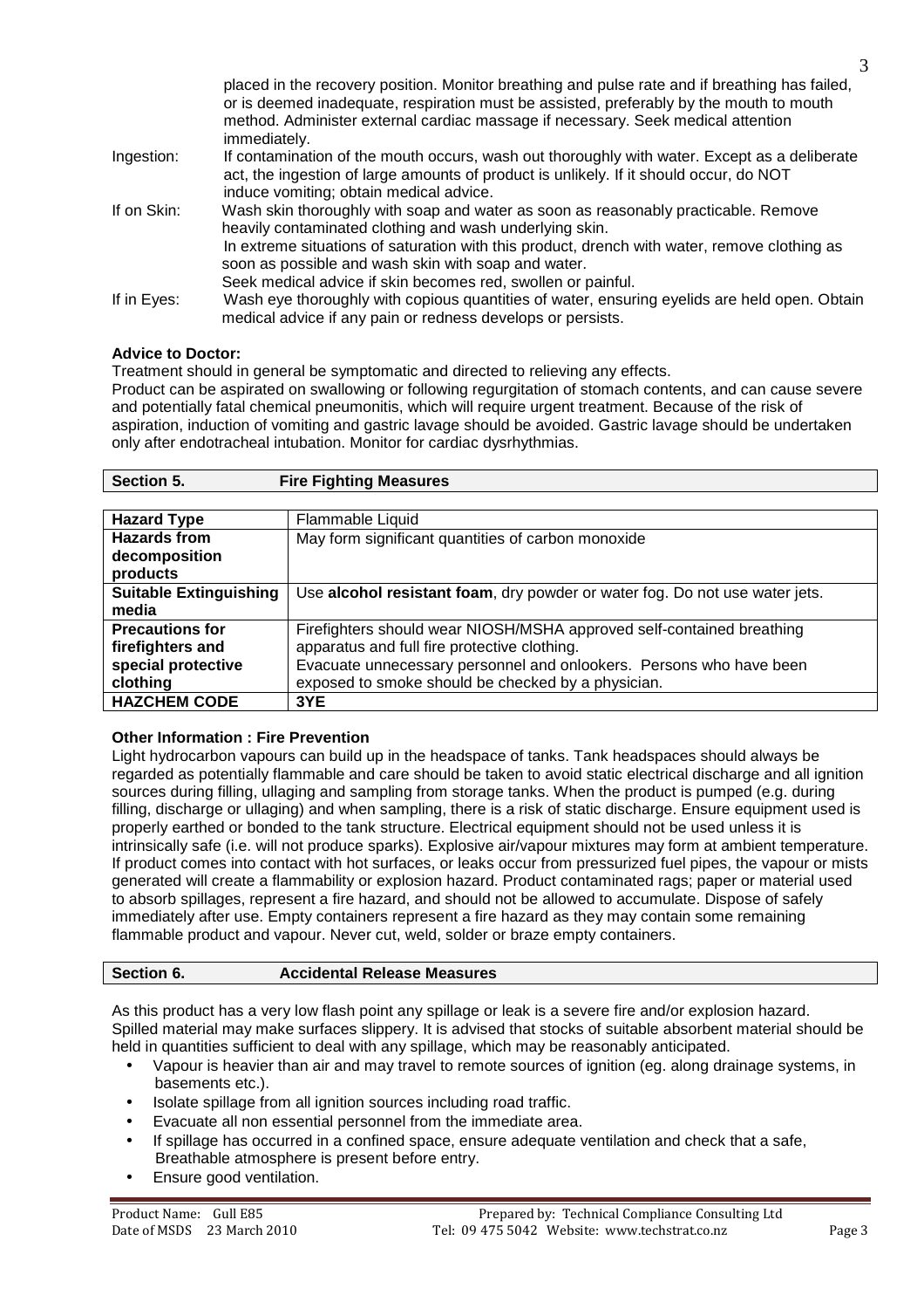placed in the recovery position. Monitor breathing and pulse rate and if breathing has failed, or is deemed inadequate, respiration must be assisted, preferably by the mouth to mouth method. Administer external cardiac massage if necessary. Seek medical attention immediately.

Ingestion: If contamination of the mouth occurs, wash out thoroughly with water. Except as a deliberate act, the ingestion of large amounts of product is unlikely. If it should occur, do NOT induce vomiting; obtain medical advice.

If on Skin: Wash skin thoroughly with soap and water as soon as reasonably practicable. Remove heavily contaminated clothing and wash underlying skin.
In extreme situations of saturation with this product, drench with water, remove clothing as soon as possible and wash skin with soap and water.
Seek medical advice if skin becomes red, swollen or painful.

If in Eyes: Wash eye thoroughly with copious quantities of water, ensuring eyelids are held open. Obtain medical advice if any pain or redness develops or persists.

**Advice to Doctor:**

Treatment should in general be symptomatic and directed to relieving any effects.
Product can be aspirated on swallowing or following regurgitation of stomach contents, and can cause severe and potentially fatal chemical pneumonitis, which will require urgent treatment. Because of the risk of aspiration, induction of vomiting and gastric lavage should be avoided. Gastric lavage should be undertaken only after endotracheal intubation. Monitor for cardiac dysrhythmias.

## Section 5. Fire Fighting Measures

| **Hazard Type** | Flammable Liquid |
|---|---|
| **Hazards from decomposition products** | May form significant quantities of carbon monoxide |
| **Suitable Extinguishing media** | Use **alcohol resistant foam**, dry powder or water fog. Do not use water jets. |
| **Precautions for firefighters and special protective clothing** | Firefighters should wear NIOSH/MSHA approved self-contained breathing apparatus and full fire protective clothing. Evacuate unnecessary personnel and onlookers. Persons who have been exposed to smoke should be checked by a physician. |
| **HAZCHEM CODE** | **3YE** |

**Other Information : Fire Prevention**

Light hydrocarbon vapours can build up in the headspace of tanks. Tank headspaces should always be regarded as potentially flammable and care should be taken to avoid static electrical discharge and all ignition sources during filling, ullaging and sampling from storage tanks. When the product is pumped (e.g. during filling, discharge or ullaging) and when sampling, there is a risk of static discharge. Ensure equipment used is properly earthed or bonded to the tank structure. Electrical equipment should not be used unless it is intrinsically safe (i.e. will not produce sparks). Explosive air/vapour mixtures may form at ambient temperature. If product comes into contact with hot surfaces, or leaks occur from pressurized fuel pipes, the vapour or mists generated will create a flammability or explosion hazard. Product contaminated rags; paper or material used to absorb spillages, represent a fire hazard, and should not be allowed to accumulate. Dispose of safely immediately after use. Empty containers represent a fire hazard as they may contain some remaining flammable product and vapour. Never cut, weld, solder or braze empty containers.

## Section 6. Accidental Release Measures

As this product has a very low flash point any spillage or leak is a severe fire and/or explosion hazard. Spilled material may make surfaces slippery. It is advised that stocks of suitable absorbent material should be held in quantities sufficient to deal with any spillage, which may be reasonably anticipated.

- Vapour is heavier than air and may travel to remote sources of ignition (eg. along drainage systems, in basements etc.).
- Isolate spillage from all ignition sources including road traffic.
- Evacuate all non essential personnel from the immediate area.
- If spillage has occurred in a confined space, ensure adequate ventilation and check that a safe, Breathable atmosphere is present before entry.
- Ensure good ventilation.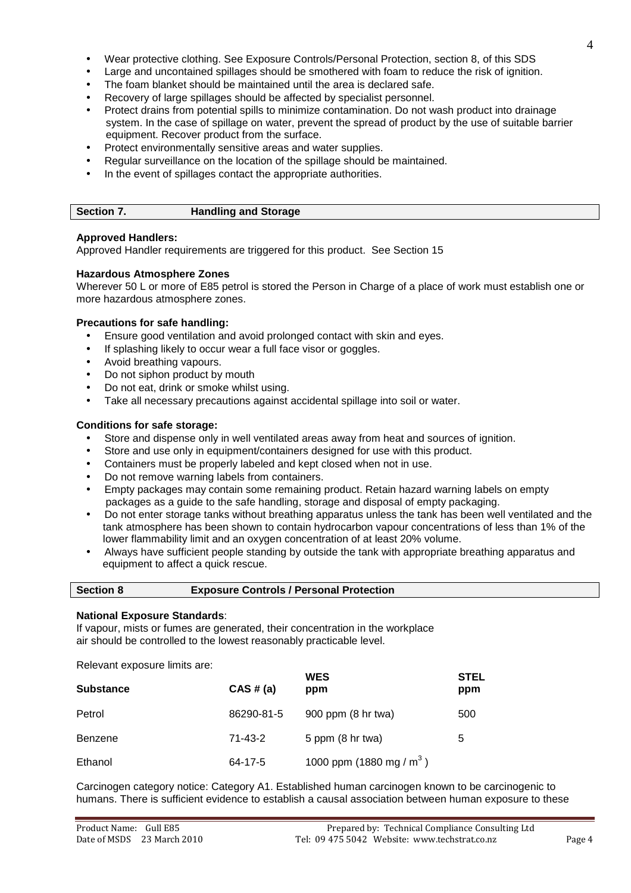- Wear protective clothing. See Exposure Controls/Personal Protection, section 8, of this SDS
- Large and uncontained spillages should be smothered with foam to reduce the risk of ignition.
- The foam blanket should be maintained until the area is declared safe.
- Recovery of large spillages should be affected by specialist personnel.
- Protect drains from potential spills to minimize contamination. Do not wash product into drainage system. In the case of spillage on water, prevent the spread of product by the use of suitable barrier equipment. Recover product from the surface.
- Protect environmentally sensitive areas and water supplies.
- Regular surveillance on the location of the spillage should be maintained.
- In the event of spillages contact the appropriate authorities.

## Section 7. Handling and Storage

**Approved Handlers:**
Approved Handler requirements are triggered for this product. See Section 15

**Hazardous Atmosphere Zones**
Wherever 50 L or more of E85 petrol is stored the Person in Charge of a place of work must establish one or more hazardous atmosphere zones.

**Precautions for safe handling:**

- Ensure good ventilation and avoid prolonged contact with skin and eyes.
- If splashing likely to occur wear a full face visor or goggles.
- Avoid breathing vapours.
- Do not siphon product by mouth
- Do not eat, drink or smoke whilst using.
- Take all necessary precautions against accidental spillage into soil or water.

**Conditions for safe storage:**

- Store and dispense only in well ventilated areas away from heat and sources of ignition.
- Store and use only in equipment/containers designed for use with this product.
- Containers must be properly labeled and kept closed when not in use.
- Do not remove warning labels from containers.
- Empty packages may contain some remaining product. Retain hazard warning labels on empty packages as a guide to the safe handling, storage and disposal of empty packaging.
- Do not enter storage tanks without breathing apparatus unless the tank has been well ventilated and the tank atmosphere has been shown to contain hydrocarbon vapour concentrations of less than 1% of the lower flammability limit and an oxygen concentration of at least 20% volume.
- Always have sufficient people standing by outside the tank with appropriate breathing apparatus and equipment to affect a quick rescue.

## Section 8 Exposure Controls / Personal Protection

**National Exposure Standards**:
If vapour, mists or fumes are generated, their concentration in the workplace air should be controlled to the lowest reasonably practicable level.

Relevant exposure limits are:

| Substance | CAS # (a) | WES ppm | STEL ppm |
|---|---|---|---|
| Petrol | 86290-81-5 | 900 ppm (8 hr twa) | 500 |
| Benzene | 71-43-2 | 5 ppm (8 hr twa) | 5 |
| Ethanol | 64-17-5 | 1000 ppm (1880 mg / $m^3$ ) | |

Carcinogen category notice: Category A1. Established human carcinogen known to be carcinogenic to humans. There is sufficient evidence to establish a causal association between human exposure to these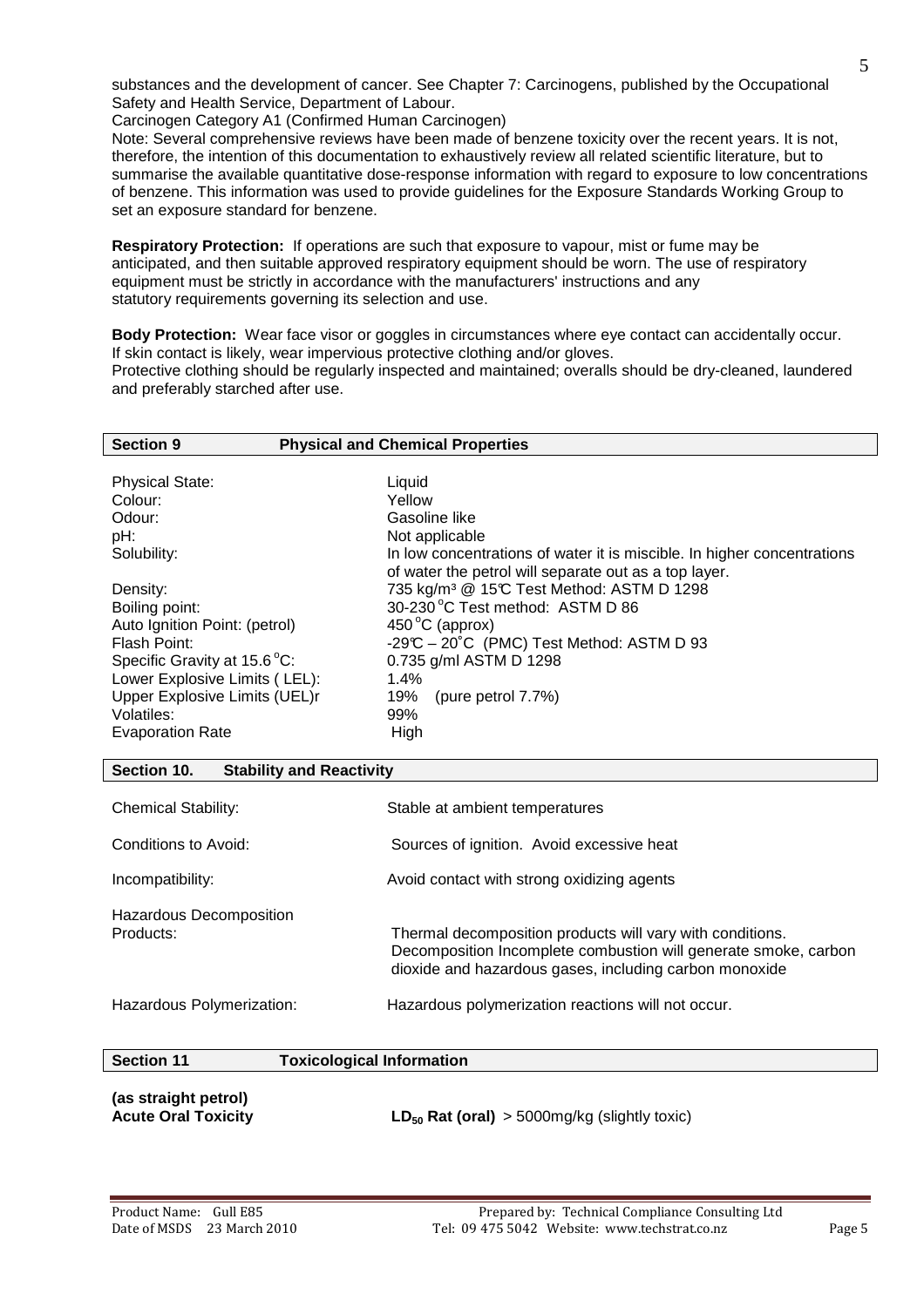substances and the development of cancer. See Chapter 7: Carcinogens, published by the Occupational Safety and Health Service, Department of Labour.
Carcinogen Category A1 (Confirmed Human Carcinogen)
Note: Several comprehensive reviews have been made of benzene toxicity over the recent years. It is not, therefore, the intention of this documentation to exhaustively review all related scientific literature, but to summarise the available quantitative dose-response information with regard to exposure to low concentrations of benzene. This information was used to provide guidelines for the Exposure Standards Working Group to set an exposure standard for benzene.

**Respiratory Protection:** If operations are such that exposure to vapour, mist or fume may be anticipated, and then suitable approved respiratory equipment should be worn. The use of respiratory equipment must be strictly in accordance with the manufacturers' instructions and any statutory requirements governing its selection and use.

**Body Protection:** Wear face visor or goggles in circumstances where eye contact can accidentally occur. If skin contact is likely, wear impervious protective clothing and/or gloves.
Protective clothing should be regularly inspected and maintained; overalls should be dry-cleaned, laundered and preferably starched after use.

## Section 9 Physical and Chemical Properties

| | |
|---|---|
| Physical State: | Liquid |
| Colour: | Yellow |
| Odour: | Gasoline like |
| pH: | Not applicable |
| Solubility: | In low concentrations of water it is miscible. In higher concentrations of water the petrol will separate out as a top layer. |
| Density: | 735 kg/m³ @ 15°C Test Method: ASTM D 1298 |
| Boiling point: | 30-230°C Test method: ASTM D 86 |
| Auto Ignition Point: (petrol) | 450°C (approx) |
| Flash Point: | -29°C – 20°C (PMC) Test Method: ASTM D 93 |
| Specific Gravity at 15.6°C: | 0.735 g/ml ASTM D 1298 |
| Lower Explosive Limits ( LEL): | 1.4% |
| Upper Explosive Limits (UEL)r | 19% (pure petrol 7.7%) |
| Volatiles: | 99% |
| Evaporation Rate | High |

## Section 10. Stability and Reactivity

| | |
|---|---|
| Chemical Stability: | Stable at ambient temperatures |
| Conditions to Avoid: | Sources of ignition. Avoid excessive heat |
| Incompatibility: | Avoid contact with strong oxidizing agents |
| Hazardous Decomposition Products: | Thermal decomposition products will vary with conditions. Decomposition Incomplete combustion will generate smoke, carbon dioxide and hazardous gases, including carbon monoxide |
| Hazardous Polymerization: | Hazardous polymerization reactions will not occur. |

## Section 11 Toxicological Information

**(as straight petrol)**
**Acute Oral Toxicity** **$LD_{50}$ Rat (oral)** > 5000mg/kg (slightly toxic)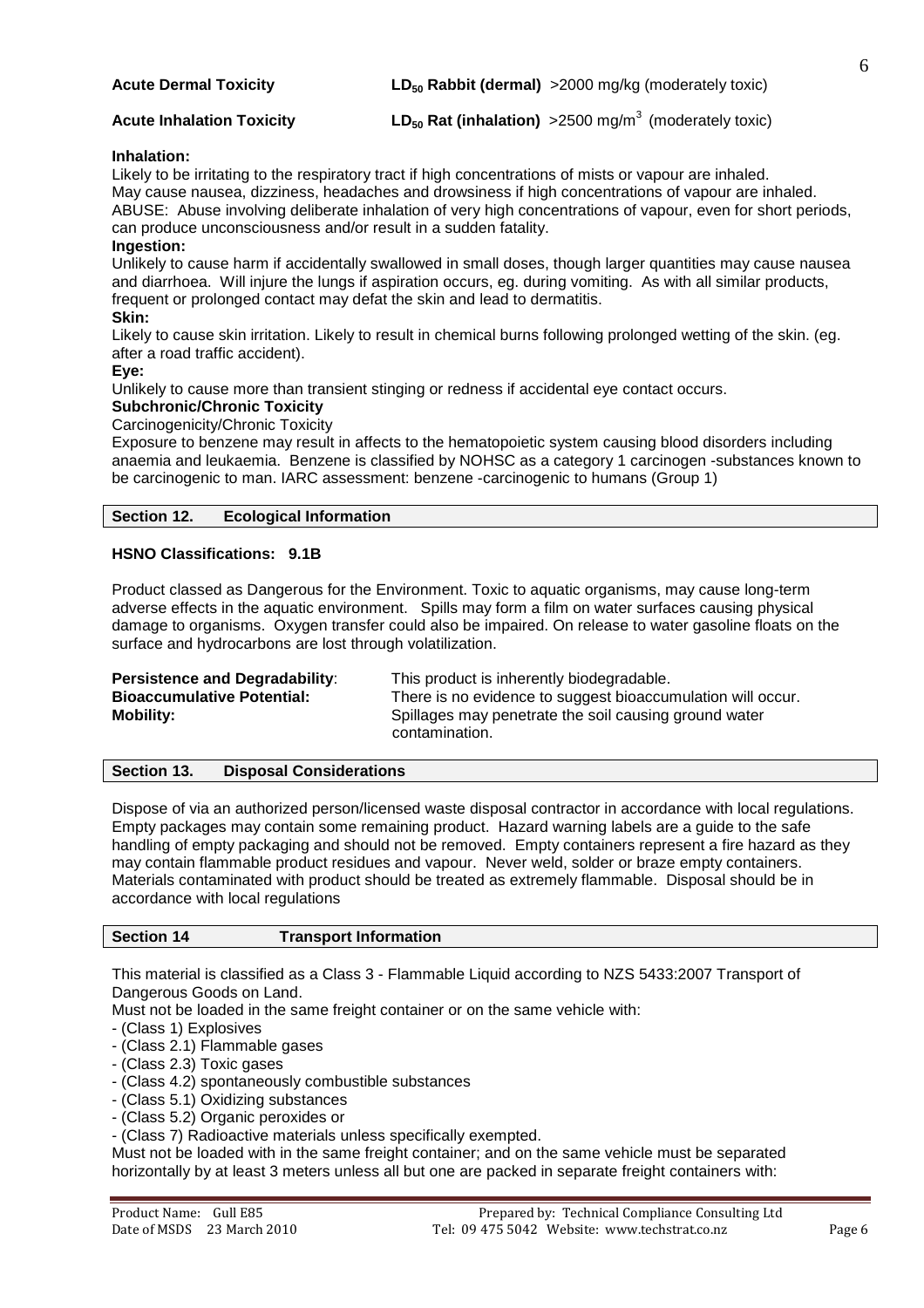**Acute Dermal Toxicity** **$LD_{50}$ Rabbit (dermal)** >2000 mg/kg (moderately toxic)

**Acute Inhalation Toxicity** **$LD_{50}$ Rat (inhalation)** >2500 mg/m$^3$ (moderately toxic)

**Inhalation:**
Likely to be irritating to the respiratory tract if high concentrations of mists or vapour are inhaled.
May cause nausea, dizziness, headaches and drowsiness if high concentrations of vapour are inhaled.
ABUSE: Abuse involving deliberate inhalation of very high concentrations of vapour, even for short periods, can produce unconsciousness and/or result in a sudden fatality.

**Ingestion:**
Unlikely to cause harm if accidentally swallowed in small doses, though larger quantities may cause nausea and diarrhoea. Will injure the lungs if aspiration occurs, eg. during vomiting. As with all similar products, frequent or prolonged contact may defat the skin and lead to dermatitis.

**Skin:**
Likely to cause skin irritation. Likely to result in chemical burns following prolonged wetting of the skin. (eg. after a road traffic accident).

**Eye:**
Unlikely to cause more than transient stinging or redness if accidental eye contact occurs.

**Subchronic/Chronic Toxicity**
Carcinogenicity/Chronic Toxicity
Exposure to benzene may result in affects to the hematopoietic system causing blood disorders including anaemia and leukaemia. Benzene is classified by NOHSC as a category 1 carcinogen -substances known to be carcinogenic to man. IARC assessment: benzene -carcinogenic to humans (Group 1)

## Section 12. Ecological Information

**HSNO Classifications: 9.1B**

Product classed as Dangerous for the Environment. Toxic to aquatic organisms, may cause long-term adverse effects in the aquatic environment. Spills may form a film on water surfaces causing physical damage to organisms. Oxygen transfer could also be impaired. On release to water gasoline floats on the surface and hydrocarbons are lost through volatilization.

**Persistence and Degradability**: This product is inherently biodegradable.
**Bioaccumulative Potential:** There is no evidence to suggest bioaccumulation will occur.
**Mobility:** Spillages may penetrate the soil causing ground water contamination.

## Section 13. Disposal Considerations

Dispose of via an authorized person/licensed waste disposal contractor in accordance with local regulations. Empty packages may contain some remaining product. Hazard warning labels are a guide to the safe handling of empty packaging and should not be removed. Empty containers represent a fire hazard as they may contain flammable product residues and vapour. Never weld, solder or braze empty containers. Materials contaminated with product should be treated as extremely flammable. Disposal should be in accordance with local regulations

## Section 14 Transport Information

This material is classified as a Class 3 - Flammable Liquid according to NZS 5433:2007 Transport of Dangerous Goods on Land.
Must not be loaded in the same freight container or on the same vehicle with:

- (Class 1) Explosives
- (Class 2.1) Flammable gases
- (Class 2.3) Toxic gases
- (Class 4.2) spontaneously combustible substances
- (Class 5.1) Oxidizing substances
- (Class 5.2) Organic peroxides or
- (Class 7) Radioactive materials unless specifically exempted.

Must not be loaded with in the same freight container; and on the same vehicle must be separated horizontally by at least 3 meters unless all but one are packed in separate freight containers with: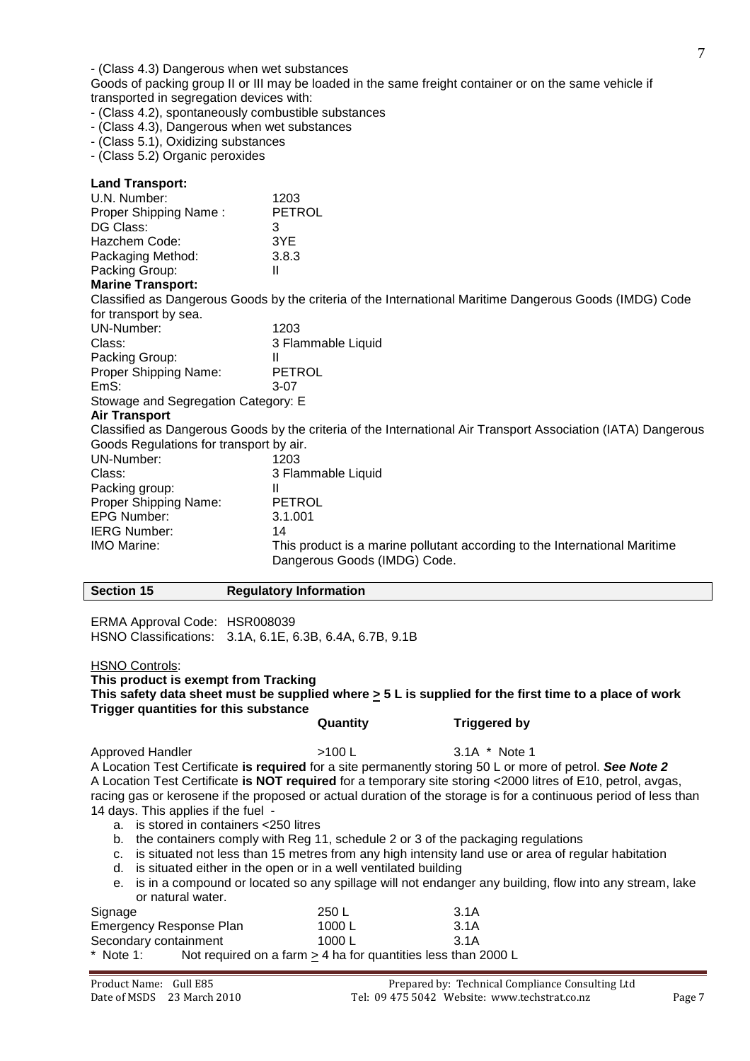- (Class 4.3) Dangerous when wet substances

Goods of packing group II or III may be loaded in the same freight container or on the same vehicle if transported in segregation devices with:

- (Class 4.2), spontaneously combustible substances
- (Class 4.3), Dangerous when wet substances
- (Class 5.1), Oxidizing substances
- (Class 5.2) Organic peroxides

**Land Transport:**

| | |
|---|---|
| U.N. Number: | 1203 |
| Proper Shipping Name : | PETROL |
| DG Class: | 3 |
| Hazchem Code: | 3YE |
| Packaging Method: | 3.8.3 |
| Packing Group: | II |

**Marine Transport:**

Classified as Dangerous Goods by the criteria of the International Maritime Dangerous Goods (IMDG) Code for transport by sea.

| | |
|---|---|
| UN-Number: | 1203 |
| Class: | 3 Flammable Liquid |
| Packing Group: | II |
| Proper Shipping Name: | PETROL |
| EmS: | 3-07 |

Stowage and Segregation Category: E

**Air Transport**

Classified as Dangerous Goods by the criteria of the International Air Transport Association (IATA) Dangerous Goods Regulations for transport by air.

| | |
|---|---|
| UN-Number: | 1203 |
| Class: | 3 Flammable Liquid |
| Packing group: | II |
| Proper Shipping Name: | PETROL |
| EPG Number: | 3.1.001 |
| IERG Number: | 14 |
| IMO Marine: | This product is a marine pollutant according to the International Maritime Dangerous Goods (IMDG) Code. |

## Section 15 Regulatory Information

ERMA Approval Code: HSR008039

HSNO Classifications: 3.1A, 6.1E, 6.3B, 6.4A, 6.7B, 9.1B

HSNO Controls:

**This product is exempt from Tracking**

**This safety data sheet must be supplied where ≥ 5 L is supplied for the first time to a place of work**

**Trigger quantities for this substance**

| | **Quantity** | **Triggered by** |
|---|---|---|
| Approved Handler | >100 L | 3.1A * Note 1 |

A Location Test Certificate **is required** for a site permanently storing 50 L or more of petrol. ***See Note 2***

A Location Test Certificate **is NOT required** for a temporary site storing <2000 litres of E10, petrol, avgas, racing gas or kerosene if the proposed or actual duration of the storage is for a continuous period of less than 14 days. This applies if the fuel -

a. is stored in containers <250 litres
b. the containers comply with Reg 11, schedule 2 or 3 of the packaging regulations
c. is situated not less than 15 metres from any high intensity land use or area of regular habitation
d. is situated either in the open or in a well ventilated building
e. is in a compound or located so any spillage will not endanger any building, flow into any stream, lake or natural water.

| | | |
|---|---|---|
| Signage | 250 L | 3.1A |
| Emergency Response Plan | 1000 L | 3.1A |
| Secondary containment | 1000 L | 3.1A |

\* Note 1: Not required on a farm ≥ 4 ha for quantities less than 2000 L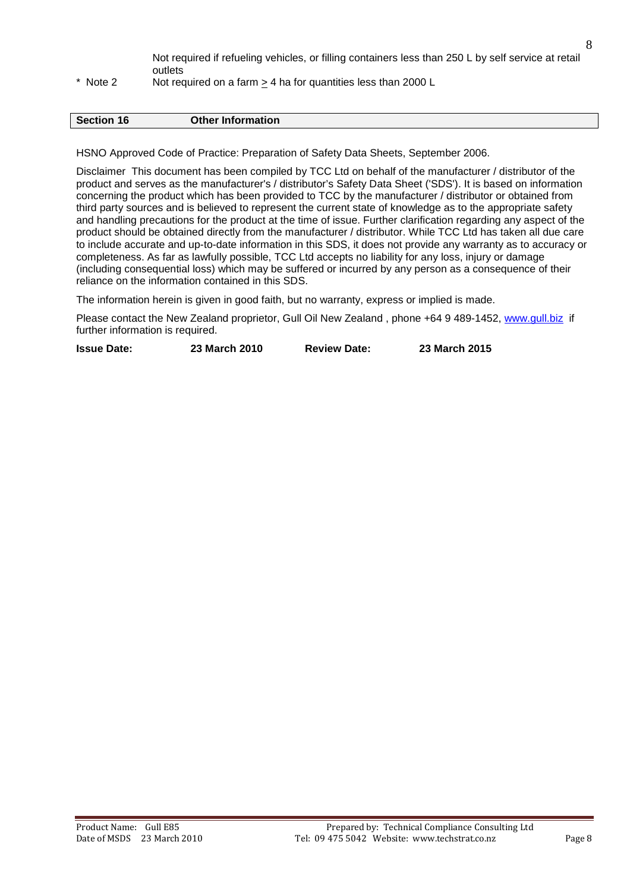Not required if refueling vehicles, or filling containers less than 250 L by self service at retail outlets

\* Note 2 Not required on a farm ≥ 4 ha for quantities less than 2000 L

## Section 16 Other Information

HSNO Approved Code of Practice: Preparation of Safety Data Sheets, September 2006.

Disclaimer This document has been compiled by TCC Ltd on behalf of the manufacturer / distributor of the product and serves as the manufacturer's / distributor's Safety Data Sheet ('SDS'). It is based on information concerning the product which has been provided to TCC by the manufacturer / distributor or obtained from third party sources and is believed to represent the current state of knowledge as to the appropriate safety and handling precautions for the product at the time of issue. Further clarification regarding any aspect of the product should be obtained directly from the manufacturer / distributor. While TCC Ltd has taken all due care to include accurate and up-to-date information in this SDS, it does not provide any warranty as to accuracy or completeness. As far as lawfully possible, TCC Ltd accepts no liability for any loss, injury or damage (including consequential loss) which may be suffered or incurred by any person as a consequence of their reliance on the information contained in this SDS.

The information herein is given in good faith, but no warranty, express or implied is made.

Please contact the New Zealand proprietor, Gull Oil New Zealand , phone +64 9 489-1452, www.gull.biz if further information is required.

**Issue Date:** **23 March 2010** **Review Date:** **23 March 2015**